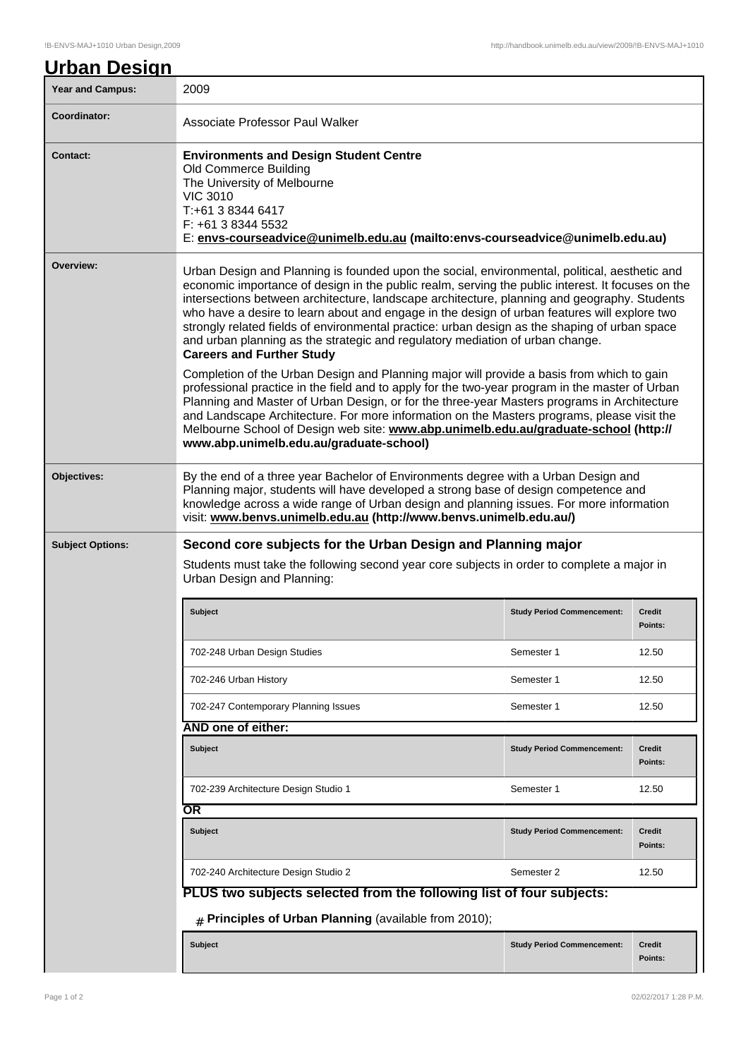# Urban Design

| Year and Campus: | 2009 |
|---|---|
| Coordinator: | Associate Professor Paul Walker |
| Contact: | **Environments and Design Student Centre**<br>Old Commerce Building<br>The University of Melbourne<br>VIC 3010<br>T:+61 3 8344 6417<br>F: +61 3 8344 5532<br>E: **envs-courseadvice@unimelb.edu.au (mailto:envs-courseadvice@unimelb.edu.au)** |
| Overview: | Urban Design and Planning is founded upon the social, environmental, political, aesthetic and economic importance of design in the public realm, serving the public interest. It focuses on the intersections between architecture, landscape architecture, planning and geography. Students who have a desire to learn about and engage in the design of urban features will explore two strongly related fields of environmental practice: urban design as the shaping of urban space and urban planning as the strategic and regulatory mediation of urban change.<br>**Careers and Further Study**<br>Completion of the Urban Design and Planning major will provide a basis from which to gain professional practice in the field and to apply for the two-year program in the master of Urban Planning and Master of Urban Design, or for the three-year Masters programs in Architecture and Landscape Architecture. For more information on the Masters programs, please visit the Melbourne School of Design web site: **www.abp.unimelb.edu.au/graduate-school (http://www.abp.unimelb.edu.au/graduate-school)** |
| Objectives: | By the end of a three year Bachelor of Environments degree with a Urban Design and Planning major, students will have developed a strong base of design competence and knowledge across a wide range of Urban design and planning issues. For more information visit: **www.benvs.unimelb.edu.au (http://www.benvs.unimelb.edu.au/)** |

**Subject Options:**

### Second core subjects for the Urban Design and Planning major

Students must take the following second year core subjects in order to complete a major in Urban Design and Planning:

| Subject | Study Period Commencement: | Credit Points: |
|---|---|---|
| 702-248 Urban Design Studies | Semester 1 | 12.50 |
| 702-246 Urban History | Semester 1 | 12.50 |
| 702-247 Contemporary Planning Issues | Semester 1 | 12.50 |

**AND one of either:**

| Subject | Study Period Commencement: | Credit Points: |
|---|---|---|
| 702-239 Architecture Design Studio 1 | Semester 1 | 12.50 |

**OR**

| Subject | Study Period Commencement: | Credit Points: |
|---|---|---|
| 702-240 Architecture Design Studio 2 | Semester 2 | 12.50 |

### PLUS two subjects selected from the following list of four subjects:

- **Principles of Urban Planning** (available from 2010);

| Subject | Study Period Commencement: | Credit Points: |
|---|---|---|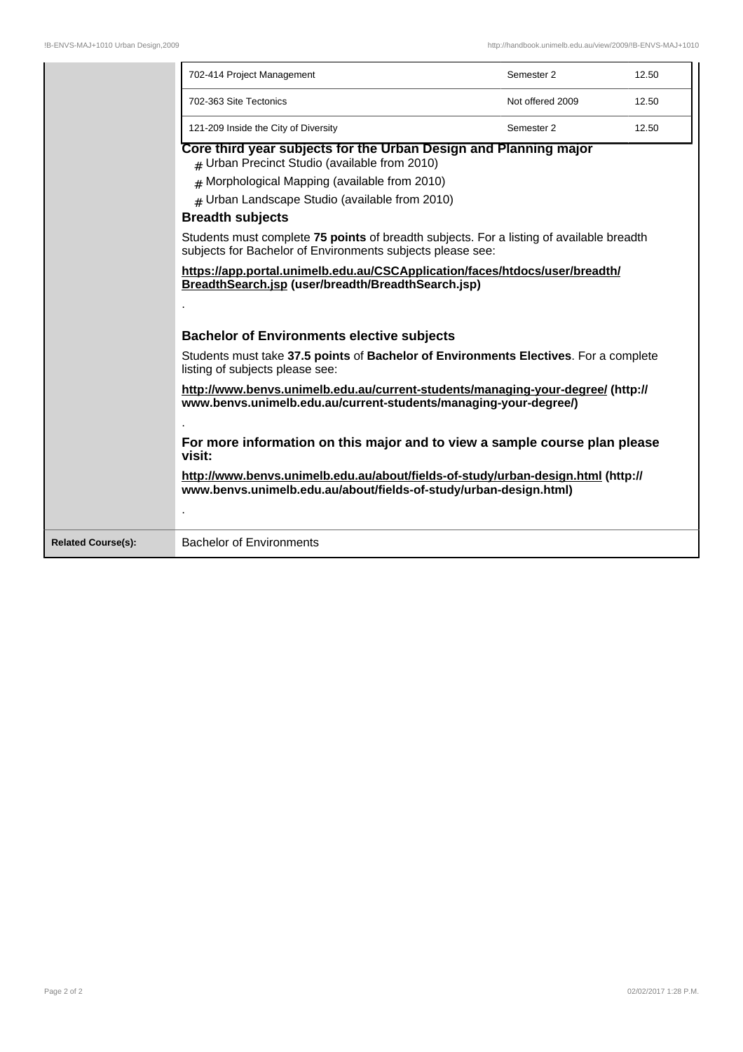| | | |
|---|---|---|
| 702-414 Project Management | Semester 2 | 12.50 |
| 702-363 Site Tectonics | Not offered 2009 | 12.50 |
| 121-209 Inside the City of Diversity | Semester 2 | 12.50 |

**Core third year subjects for the Urban Design and Planning major**

- Urban Precinct Studio (available from 2010)
- Morphological Mapping (available from 2010)
- Urban Landscape Studio (available from 2010)

**Breadth subjects**

Students must complete **75 points** of breadth subjects. For a listing of available breadth subjects for Bachelor of Environments subjects please see:

**https://app.portal.unimelb.edu.au/CSCApplication/faces/htdocs/user/breadth/BreadthSearch.jsp (user/breadth/BreadthSearch.jsp)**

.

**Bachelor of Environments elective subjects**

Students must take **37.5 points** of **Bachelor of Environments Electives**. For a complete listing of subjects please see:

**http://www.benvs.unimelb.edu.au/current-students/managing-your-degree/ (http://www.benvs.unimelb.edu.au/current-students/managing-your-degree/)**

.

**For more information on this major and to view a sample course plan please visit:**

**http://www.benvs.unimelb.edu.au/about/fields-of-study/urban-design.html (http://www.benvs.unimelb.edu.au/about/fields-of-study/urban-design.html)**

.

| | |
|---|---|
| **Related Course(s):** | Bachelor of Environments |